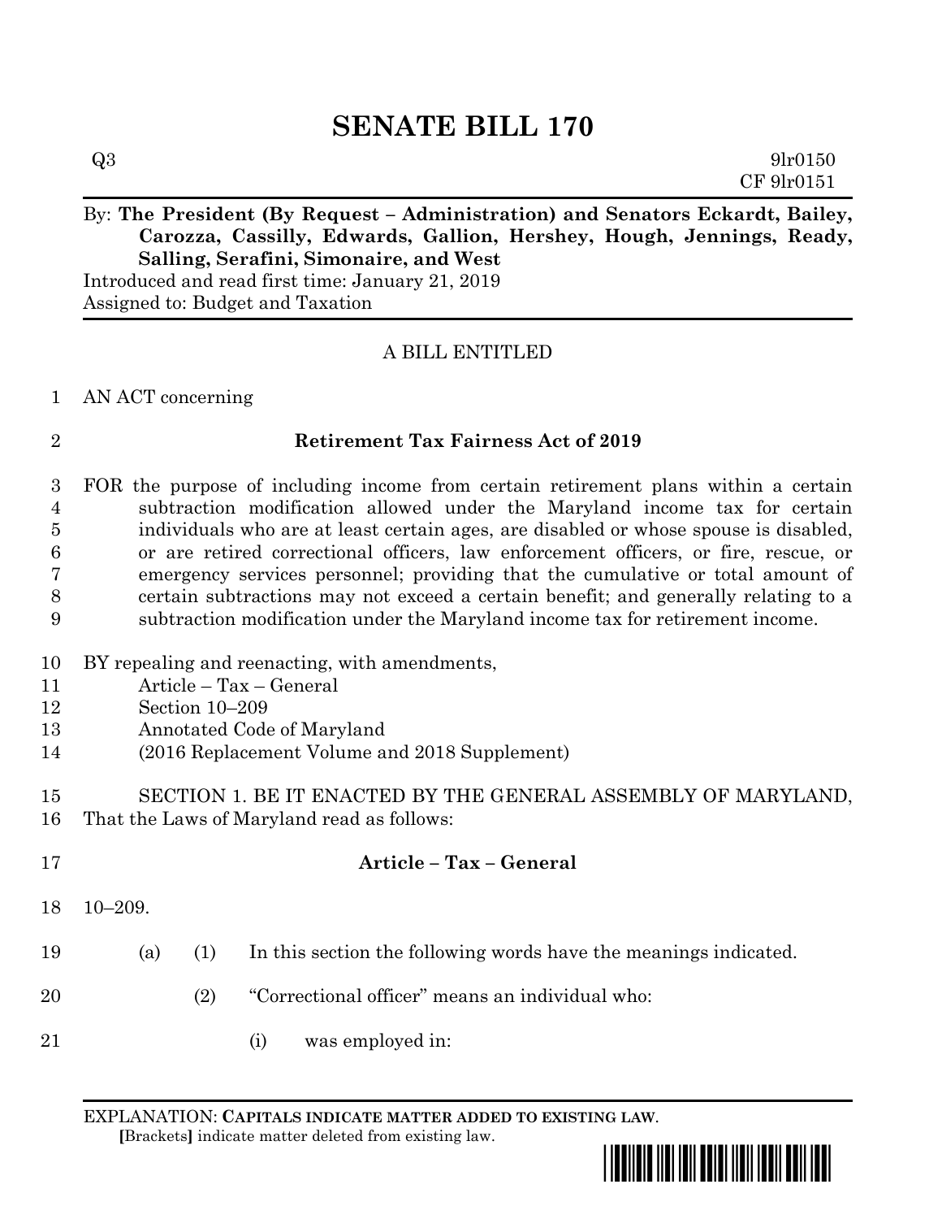# SENATE BILL 170

Q3 9lr0150
CF 9lr0151

By: **The President (By Request – Administration) and Senators Eckardt, Bailey, Carozza, Cassilly, Edwards, Gallion, Hershey, Hough, Jennings, Ready, Salling, Serafini, Simonaire, and West**
Introduced and read first time: January 21, 2019
Assigned to: Budget and Taxation

A BILL ENTITLED

1 AN ACT concerning

2 **Retirement Tax Fairness Act of 2019**

3 FOR the purpose of including income from certain retirement plans within a certain
4 subtraction modification allowed under the Maryland income tax for certain
5 individuals who are at least certain ages, are disabled or whose spouse is disabled,
6 or are retired correctional officers, law enforcement officers, or fire, rescue, or
7 emergency services personnel; providing that the cumulative or total amount of
8 certain subtractions may not exceed a certain benefit; and generally relating to a
9 subtraction modification under the Maryland income tax for retirement income.

10 BY repealing and reenacting, with amendments,
11 Article – Tax – General
12 Section 10–209
13 Annotated Code of Maryland
14 (2016 Replacement Volume and 2018 Supplement)

15 SECTION 1. BE IT ENACTED BY THE GENERAL ASSEMBLY OF MARYLAND,
16 That the Laws of Maryland read as follows:

17 **Article – Tax – General**

18 10–209.

19 (a) (1) In this section the following words have the meanings indicated.

20 (2) "Correctional officer" means an individual who:

21 (i) was employed in:

EXPLANATION: **CAPITALS INDICATE MATTER ADDED TO EXISTING LAW**.
[Brackets] indicate matter deleted from existing law.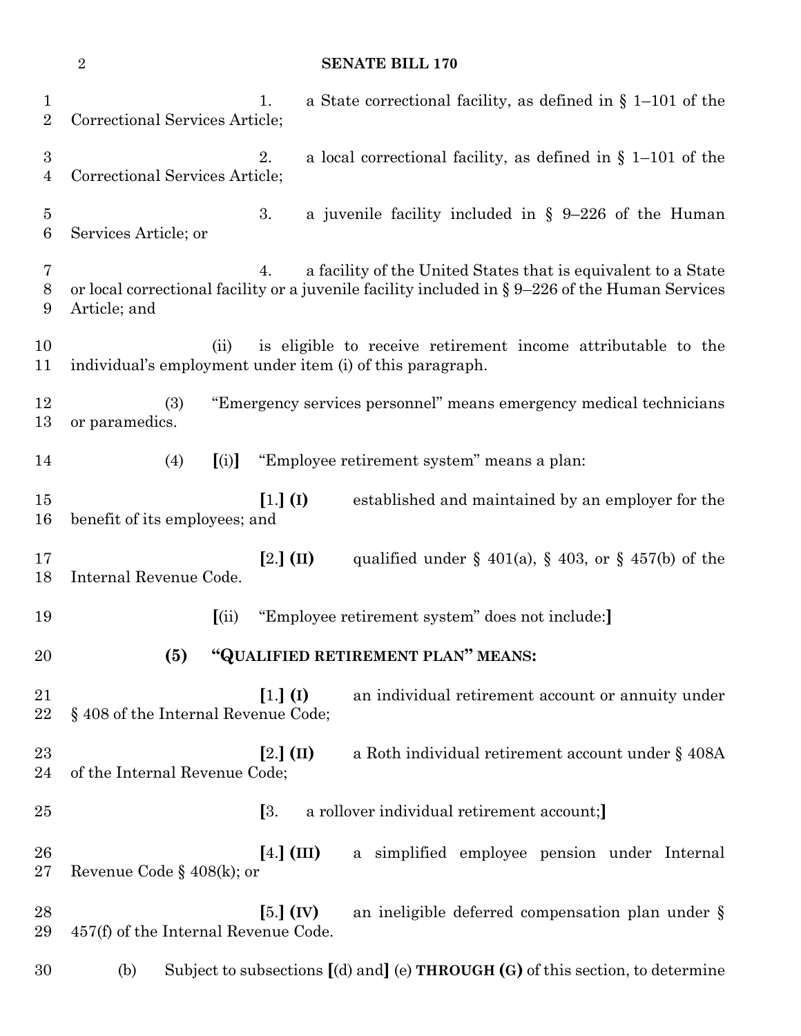1. a State correctional facility, as defined in § 1–101 of the Correctional Services Article;

2. a local correctional facility, as defined in § 1–101 of the Correctional Services Article;

3. a juvenile facility included in § 9–226 of the Human Services Article; or

4. a facility of the United States that is equivalent to a State or local correctional facility or a juvenile facility included in § 9–226 of the Human Services Article; and

(ii) is eligible to receive retirement income attributable to the individual's employment under item (i) of this paragraph.

(3) "Emergency services personnel" means emergency medical technicians or paramedics.

(4) [(i)] "Employee retirement system" means a plan:

[1.] **(I)** established and maintained by an employer for the benefit of its employees; and

[2.] **(II)** qualified under § 401(a), § 403, or § 457(b) of the Internal Revenue Code.

[(ii) "Employee retirement system" does not include:]

**(5) "QUALIFIED RETIREMENT PLAN" MEANS:**

[1.] **(I)** an individual retirement account or annuity under § 408 of the Internal Revenue Code;

[2.] **(II)** a Roth individual retirement account under § 408A of the Internal Revenue Code;

[3. a rollover individual retirement account;]

[4.] **(III)** a simplified employee pension under Internal Revenue Code § 408(k); or

[5.] **(IV)** an ineligible deferred compensation plan under § 457(f) of the Internal Revenue Code.

(b) Subject to subsections [(d) and] (e) **THROUGH (G)** of this section, to determine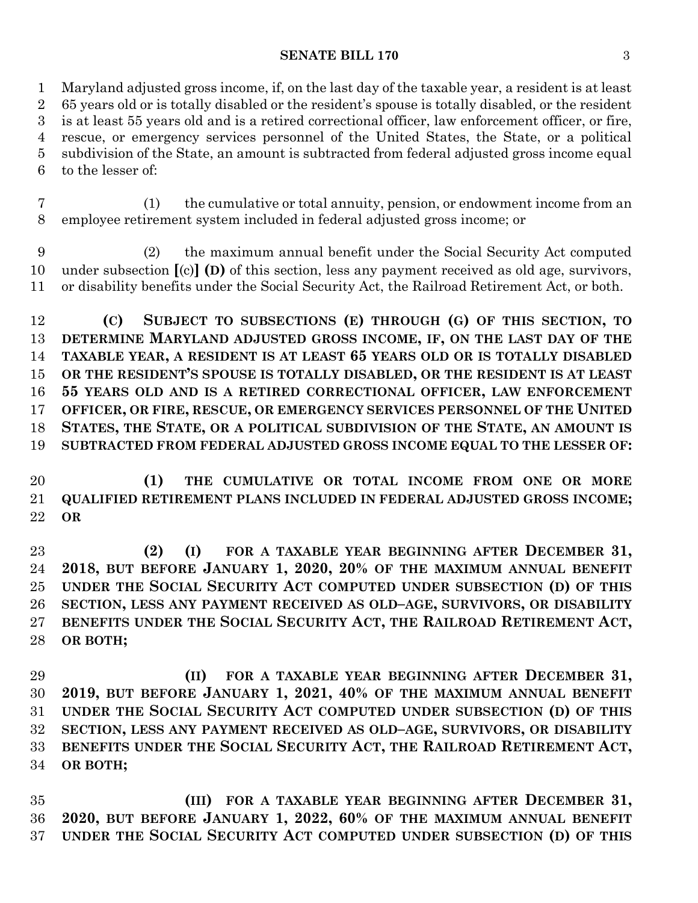Maryland adjusted gross income, if, on the last day of the taxable year, a resident is at least 65 years old or is totally disabled or the resident's spouse is totally disabled, or the resident is at least 55 years old and is a retired correctional officer, law enforcement officer, or fire, rescue, or emergency services personnel of the United States, the State, or a political subdivision of the State, an amount is subtracted from federal adjusted gross income equal to the lesser of:

(1) the cumulative or total annuity, pension, or endowment income from an employee retirement system included in federal adjusted gross income; or

(2) the maximum annual benefit under the Social Security Act computed under subsection [(c)] **(D)** of this section, less any payment received as old age, survivors, or disability benefits under the Social Security Act, the Railroad Retirement Act, or both.

**(C) SUBJECT TO SUBSECTIONS (E) THROUGH (G) OF THIS SECTION, TO DETERMINE MARYLAND ADJUSTED GROSS INCOME, IF, ON THE LAST DAY OF THE TAXABLE YEAR, A RESIDENT IS AT LEAST 65 YEARS OLD OR IS TOTALLY DISABLED OR THE RESIDENT'S SPOUSE IS TOTALLY DISABLED, OR THE RESIDENT IS AT LEAST 55 YEARS OLD AND IS A RETIRED CORRECTIONAL OFFICER, LAW ENFORCEMENT OFFICER, OR FIRE, RESCUE, OR EMERGENCY SERVICES PERSONNEL OF THE UNITED STATES, THE STATE, OR A POLITICAL SUBDIVISION OF THE STATE, AN AMOUNT IS SUBTRACTED FROM FEDERAL ADJUSTED GROSS INCOME EQUAL TO THE LESSER OF:**

**(1) THE CUMULATIVE OR TOTAL INCOME FROM ONE OR MORE QUALIFIED RETIREMENT PLANS INCLUDED IN FEDERAL ADJUSTED GROSS INCOME; OR**

**(2) (I) FOR A TAXABLE YEAR BEGINNING AFTER DECEMBER 31, 2018, BUT BEFORE JANUARY 1, 2020, 20% OF THE MAXIMUM ANNUAL BENEFIT UNDER THE SOCIAL SECURITY ACT COMPUTED UNDER SUBSECTION (D) OF THIS SECTION, LESS ANY PAYMENT RECEIVED AS OLD–AGE, SURVIVORS, OR DISABILITY BENEFITS UNDER THE SOCIAL SECURITY ACT, THE RAILROAD RETIREMENT ACT, OR BOTH;**

**(II) FOR A TAXABLE YEAR BEGINNING AFTER DECEMBER 31, 2019, BUT BEFORE JANUARY 1, 2021, 40% OF THE MAXIMUM ANNUAL BENEFIT UNDER THE SOCIAL SECURITY ACT COMPUTED UNDER SUBSECTION (D) OF THIS SECTION, LESS ANY PAYMENT RECEIVED AS OLD–AGE, SURVIVORS, OR DISABILITY BENEFITS UNDER THE SOCIAL SECURITY ACT, THE RAILROAD RETIREMENT ACT, OR BOTH;**

**(III) FOR A TAXABLE YEAR BEGINNING AFTER DECEMBER 31, 2020, BUT BEFORE JANUARY 1, 2022, 60% OF THE MAXIMUM ANNUAL BENEFIT UNDER THE SOCIAL SECURITY ACT COMPUTED UNDER SUBSECTION (D) OF THIS**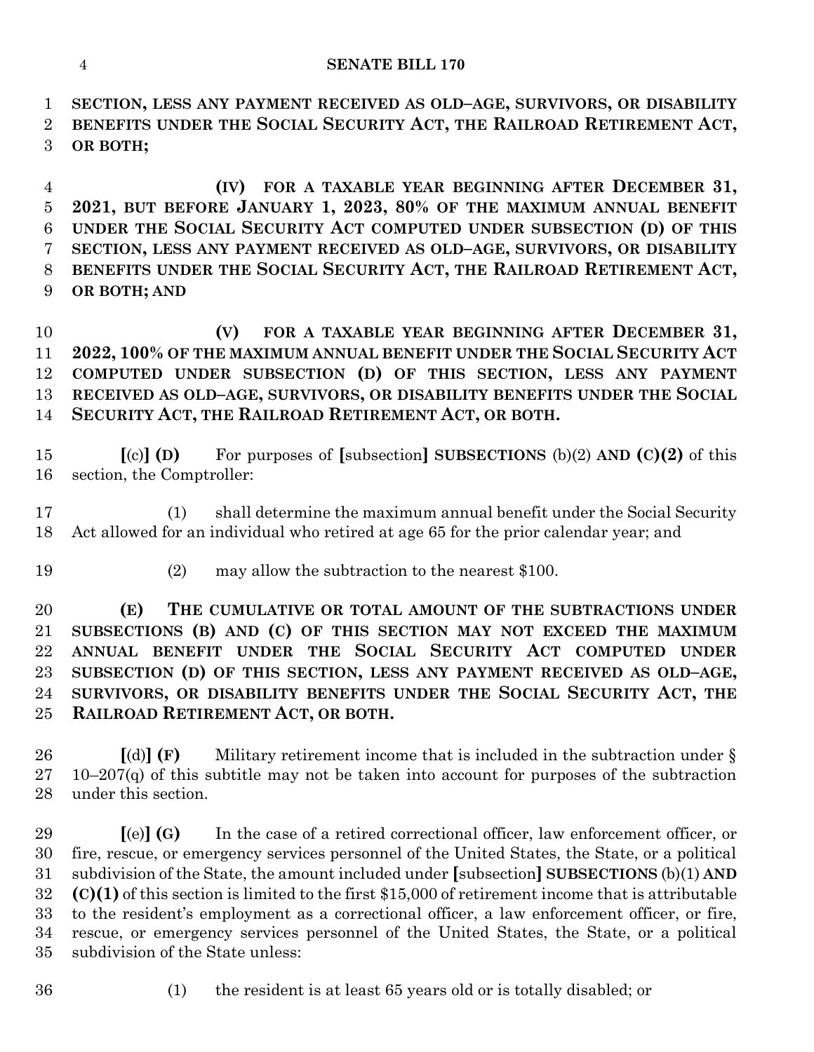**SECTION, LESS ANY PAYMENT RECEIVED AS OLD–AGE, SURVIVORS, OR DISABILITY BENEFITS UNDER THE SOCIAL SECURITY ACT, THE RAILROAD RETIREMENT ACT, OR BOTH;**

**(IV) FOR A TAXABLE YEAR BEGINNING AFTER DECEMBER 31, 2021, BUT BEFORE JANUARY 1, 2023, 80% OF THE MAXIMUM ANNUAL BENEFIT UNDER THE SOCIAL SECURITY ACT COMPUTED UNDER SUBSECTION (D) OF THIS SECTION, LESS ANY PAYMENT RECEIVED AS OLD–AGE, SURVIVORS, OR DISABILITY BENEFITS UNDER THE SOCIAL SECURITY ACT, THE RAILROAD RETIREMENT ACT, OR BOTH; AND**

**(V) FOR A TAXABLE YEAR BEGINNING AFTER DECEMBER 31, 2022, 100% OF THE MAXIMUM ANNUAL BENEFIT UNDER THE SOCIAL SECURITY ACT COMPUTED UNDER SUBSECTION (D) OF THIS SECTION, LESS ANY PAYMENT RECEIVED AS OLD–AGE, SURVIVORS, OR DISABILITY BENEFITS UNDER THE SOCIAL SECURITY ACT, THE RAILROAD RETIREMENT ACT, OR BOTH.**

**[**(c)**] (D)** For purposes of **[**subsection**] SUBSECTIONS** (b)(2) **AND (C)(2)** of this section, the Comptroller:

(1) shall determine the maximum annual benefit under the Social Security Act allowed for an individual who retired at age 65 for the prior calendar year; and

(2) may allow the subtraction to the nearest $100.

**(E) THE CUMULATIVE OR TOTAL AMOUNT OF THE SUBTRACTIONS UNDER SUBSECTIONS (B) AND (C) OF THIS SECTION MAY NOT EXCEED THE MAXIMUM ANNUAL BENEFIT UNDER THE SOCIAL SECURITY ACT COMPUTED UNDER SUBSECTION (D) OF THIS SECTION, LESS ANY PAYMENT RECEIVED AS OLD–AGE, SURVIVORS, OR DISABILITY BENEFITS UNDER THE SOCIAL SECURITY ACT, THE RAILROAD RETIREMENT ACT, OR BOTH.**

**[**(d)**] (F)** Military retirement income that is included in the subtraction under § 10–207(q) of this subtitle may not be taken into account for purposes of the subtraction under this section.

**[**(e)**] (G)** In the case of a retired correctional officer, law enforcement officer, or fire, rescue, or emergency services personnel of the United States, the State, or a political subdivision of the State, the amount included under **[**subsection**] SUBSECTIONS** (b)(1) **AND (C)(1)** of this section is limited to the first $15,000 of retirement income that is attributable to the resident's employment as a correctional officer, a law enforcement officer, or fire, rescue, or emergency services personnel of the United States, the State, or a political subdivision of the State unless:

(1) the resident is at least 65 years old or is totally disabled; or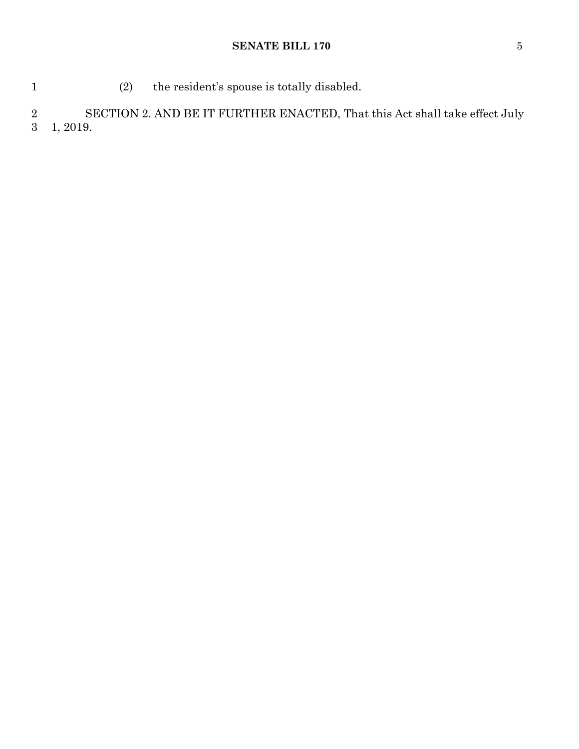(2) the resident's spouse is totally disabled.

SECTION 2. AND BE IT FURTHER ENACTED, That this Act shall take effect July 1, 2019.